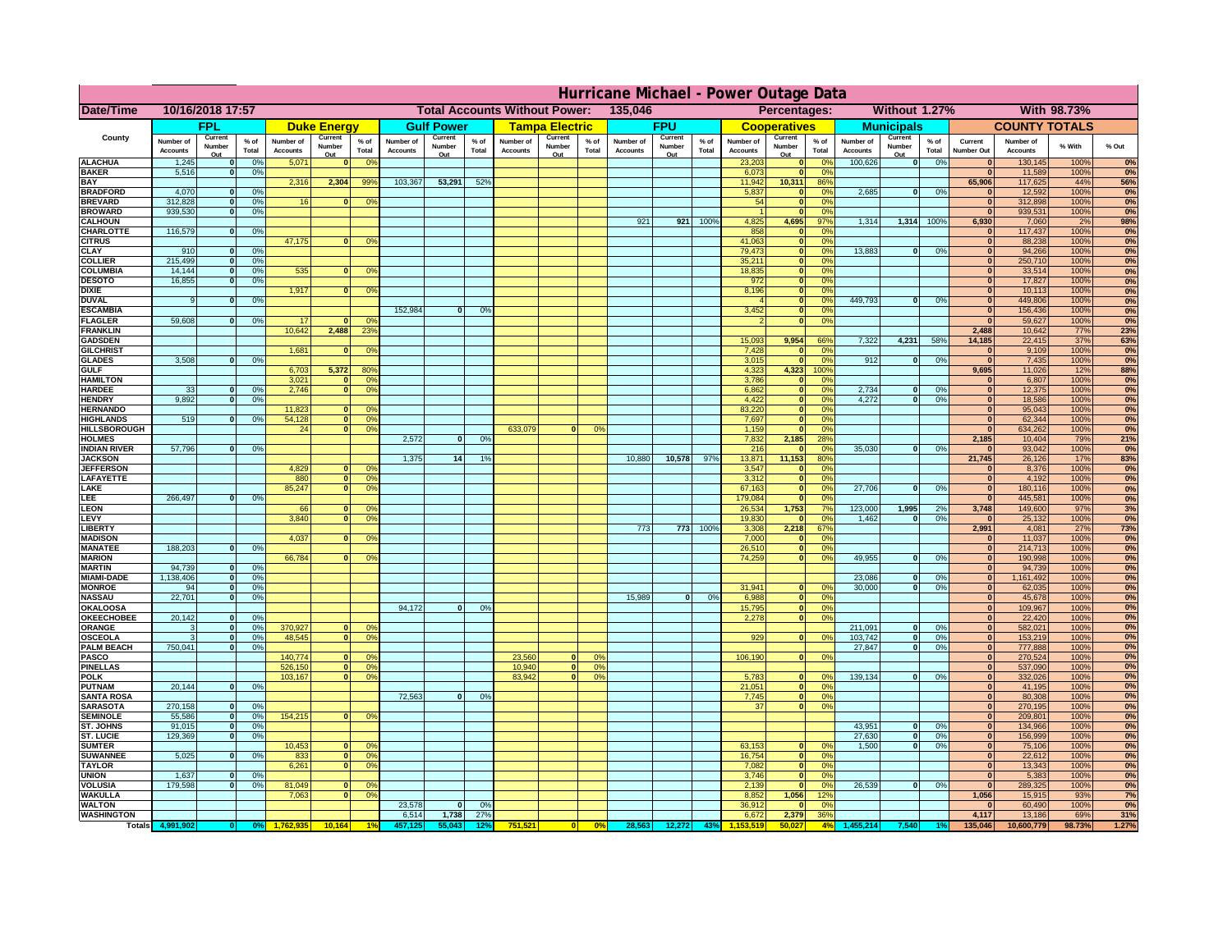# Hurricane Michael - Power Outage Data

| Date/Time | 10/16/2018 17:57 | | | | | | Total Accounts Without Power: | | | | 135,046 | | | | Percentages: | | | Without 1.27% | | | With 98.73% | | | |
|---|---|---|---|---|---|---|---|---|---|---|---|---|---|---|---|---|---|---|---|---|---|---|---|---|
| County | FPL | | | Duke Energy | | | Gulf Power | | | Tampa Electric | | | FPU | | | Cooperatives | | | Municipals | | | COUNTY TOTALS | | | |
| | Number of Accounts | Current Number Out | % of Total | Number of Accounts | Current Number Out | % of Total | Number of Accounts | Current Number Out | % of Total | Number of Accounts | Current Number Out | % of Total | Number of Accounts | Current Number Out | % of Total | Number of Accounts | Current Number Out | % of Total | Number of Accounts | Current Number Out | % of Total | Current Number Out | Number of Accounts | % With | % Out |
| ALACHUA | 1,245 | 0 | 0% | 5,071 | 0 | 0% | | | | | | | | | | 23,203 | 0 | 0% | 100,626 | 0 | 0% | 0 | 130,145 | 100% | 0% |
| BAKER | 5,516 | 0 | 0% | | | | | | | | | | | | | 6,073 | 0 | 0% | | | | 0 | 11,589 | 100% | 0% |
| BAY | | | | 2,316 | 2,304 | 99% | 103,367 | 53,291 | 52% | | | | | | | 11,942 | 10,311 | 86% | | | | 65,906 | 117,625 | 44% | 56% |
| BRADFORD | 4,070 | 0 | 0% | | | | | | | | | | | | | 5,837 | 0 | 0% | 2,685 | 0 | 0% | 0 | 12,592 | 100% | 0% |
| BREVARD | 312,828 | 0 | 0% | 16 | 0 | 0% | | | | | | | | | | 54 | 0 | 0% | | | | 0 | 312,898 | 100% | 0% |
| BROWARD | 939,530 | 0 | 0% | | | | | | | | | | | | | 1 | 0 | 0% | | | | 0 | 939,531 | 100% | 0% |
| CALHOUN | | | | | | | | | | | | | 921 | 921 | 100% | 4,825 | 4,695 | 97% | 1,314 | 1,314 | 100% | 6,930 | 7,060 | 2% | 98% |
| CHARLOTTE | 116,579 | 0 | 0% | | | | | | | | | | | | | 858 | 0 | 0% | | | | 0 | 117,437 | 100% | 0% |
| CITRUS | | | | 47,175 | 0 | 0% | | | | | | | | | | 41,063 | 0 | 0% | | | | 0 | 88,238 | 100% | 0% |
| CLAY | 910 | 0 | 0% | | | | | | | | | | | | | 79,473 | 0 | 0% | 13,883 | 0 | 0% | 0 | 94,266 | 100% | 0% |
| COLLIER | 215,499 | 0 | 0% | | | | | | | | | | | | | 35,211 | 0 | 0% | | | | 0 | 250,710 | 100% | 0% |
| COLUMBIA | 14,144 | 0 | 0% | 535 | 0 | 0% | | | | | | | | | | 18,835 | 0 | 0% | | | | 0 | 33,514 | 100% | 0% |
| DESOTO | 16,855 | 0 | 0% | | | | | | | | | | | | | 972 | 0 | 0% | | | | 0 | 17,827 | 100% | 0% |
| DIXIE | | | | 1,917 | 0 | 0% | | | | | | | | | | 8,196 | 0 | 0% | | | | 0 | 10,113 | 100% | 0% |
| DUVAL | 9 | 0 | 0% | | | | | | | | | | | | | 4 | 0 | 0% | 449,793 | 0 | 0% | 0 | 449,806 | 100% | 0% |
| ESCAMBIA | | | | | | | 152,984 | 0 | 0% | | | | | | | 3,452 | 0 | 0% | | | | 0 | 156,436 | 100% | 0% |
| FLAGLER | 59,608 | 0 | 0% | 17 | 0 | 0% | | | | | | | | | | 2 | 0 | 0% | | | | 0 | 59,627 | 100% | 0% |
| FRANKLIN | | | | 10,642 | 2,488 | 23% | | | | | | | | | | | | | | | | 2,488 | 10,642 | 77% | 23% |
| GADSDEN | | | | | | | | | | | | | | | | 15,093 | 9,954 | 66% | 7,322 | 4,231 | 58% | 14,185 | 22,415 | 37% | 63% |
| GILCHRIST | | | | 1,681 | 0 | 0% | | | | | | | | | | 7,428 | 0 | 0% | | | | 0 | 9,109 | 100% | 0% |
| GLADES | 3,508 | 0 | 0% | | | | | | | | | | | | | 3,015 | 0 | 0% | 912 | 0 | 0% | 0 | 7,435 | 100% | 0% |
| GULF | | | | 6,703 | 5,372 | 80% | | | | | | | | | | 4,323 | 4,323 | 100% | | | | 9,695 | 11,026 | 12% | 88% |
| HAMILTON | | | | 3,021 | 0 | 0% | | | | | | | | | | 3,786 | 0 | 0% | | | | 0 | 6,807 | 100% | 0% |
| HARDEE | 33 | 0 | 0% | 2,746 | 0 | 0% | | | | | | | | | | 6,862 | 0 | 0% | 2,734 | 0 | 0% | 0 | 12,375 | 100% | 0% |
| HENDRY | 9,892 | 0 | 0% | | | | | | | | | | | | | 4,422 | 0 | 0% | 4,272 | 0 | 0% | 0 | 18,586 | 100% | 0% |
| HERNANDO | | | | 11,823 | 0 | 0% | | | | | | | | | | 83,220 | 0 | 0% | | | | 0 | 95,043 | 100% | 0% |
| HIGHLANDS | 519 | 0 | 0% | 54,128 | 0 | 0% | | | | | | | | | | 7,697 | 0 | 0% | | | | 0 | 62,344 | 100% | 0% |
| HILLSBOROUGH | | | | 24 | 0 | 0% | | | | 633,079 | 0 | 0% | | | | 1,159 | 0 | 0% | | | | 0 | 634,262 | 100% | 0% |
| HOLMES | | | | | | | 2,572 | 0 | 0% | | | | | | | 7,832 | 2,185 | 28% | | | | 2,185 | 10,404 | 79% | 21% |
| INDIAN RIVER | 57,796 | 0 | 0% | | | | | | | | | | | | | 216 | 0 | 0% | 35,030 | 0 | 0% | 0 | 93,042 | 100% | 0% |
| JACKSON | | | | | | | 1,375 | 14 | 1% | | | | 10,880 | 10,578 | 97% | 13,871 | 11,153 | 80% | | | | 21,745 | 26,126 | 17% | 83% |
| JEFFERSON | | | | 4,829 | 0 | 0% | | | | | | | | | | 3,547 | 0 | 0% | | | | 0 | 8,376 | 100% | 0% |
| LAFAYETTE | | | | 880 | 0 | 0% | | | | | | | | | | 3,312 | 0 | 0% | | | | 0 | 4,192 | 100% | 0% |
| LAKE | | | | 85,247 | 0 | 0% | | | | | | | | | | 67,163 | 0 | 0% | 27,706 | 0 | 0% | 0 | 180,116 | 100% | 0% |
| LEE | 266,497 | 0 | 0% | | | | | | | | | | | | | 179,084 | 0 | 0% | | | | 0 | 445,581 | 100% | 0% |
| LEON | | | | 66 | 0 | 0% | | | | | | | | | | 26,534 | 1,753 | 7% | 123,000 | 1,995 | 2% | 3,748 | 149,600 | 97% | 3% |
| LEVY | | | | 3,840 | 0 | 0% | | | | | | | | | | 19,830 | 0 | 0% | 1,462 | 0 | 0% | 0 | 25,132 | 100% | 0% |
| LIBERTY | | | | | | | | | | | | | 773 | 773 | 100% | 3,308 | 2,218 | 67% | | | | 2,991 | 4,081 | 27% | 73% |
| MADISON | | | | 4,037 | 0 | 0% | | | | | | | | | | 7,000 | 0 | 0% | | | | 0 | 11,037 | 100% | 0% |
| MANATEE | 188,203 | 0 | 0% | | | | | | | | | | | | | 26,510 | 0 | 0% | | | | 0 | 214,713 | 100% | 0% |
| MARION | | | | 66,784 | 0 | 0% | | | | | | | | | | 74,259 | 0 | 0% | 49,955 | 0 | 0% | 0 | 190,998 | 100% | 0% |
| MARTIN | 94,739 | 0 | 0% | | | | | | | | | | | | | | | | | | | 0 | 94,739 | 100% | 0% |
| MIAMI-DADE | 1,138,406 | 0 | 0% | | | | | | | | | | | | | | | | 23,086 | 0 | 0% | 0 | 1,161,492 | 100% | 0% |
| MONROE | 94 | 0 | 0% | | | | | | | | | | | | | 31,941 | 0 | 0% | 30,000 | 0 | 0% | 0 | 62,035 | 100% | 0% |
| NASSAU | 22,701 | 0 | 0% | | | | | | | | | | 15,989 | 0 | 0% | 6,988 | 0 | 0% | | | | 0 | 45,678 | 100% | 0% |
| OKALOOSA | | | | | | | 94,172 | 0 | 0% | | | | | | | 15,795 | 0 | 0% | | | | 0 | 109,967 | 100% | 0% |
| OKEECHOBEE | 20,142 | 0 | 0% | | | | | | | | | | | | | 2,278 | 0 | 0% | | | | 0 | 22,420 | 100% | 0% |
| ORANGE | 3 | 0 | 0% | 370,927 | 0 | 0% | | | | | | | | | | | | | 211,091 | 0 | 0% | 0 | 582,021 | 100% | 0% |
| OSCEOLA | 3 | 0 | 0% | 48,545 | 0 | 0% | | | | | | | | | | 929 | 0 | 0% | 103,742 | 0 | 0% | 0 | 153,219 | 100% | 0% |
| PALM BEACH | 750,041 | 0 | 0% | | | | | | | | | | | | | | | | 27,847 | 0 | 0% | 0 | 777,888 | 100% | 0% |
| PASCO | | | | 140,774 | 0 | 0% | | | | 23,560 | 0 | 0% | | | | 106,190 | 0 | 0% | | | | 0 | 270,524 | 100% | 0% |
| PINELLAS | | | | 526,150 | 0 | 0% | | | | 10,940 | 0 | 0% | | | | | | | | | | 0 | 537,090 | 100% | 0% |
| POLK | | | | 103,167 | 0 | 0% | | | | 83,942 | 0 | 0% | | | | 5,783 | 0 | 0% | 139,134 | 0 | 0% | 0 | 332,026 | 100% | 0% |
| PUTNAM | 20,144 | 0 | 0% | | | | | | | | | | | | | 21,051 | 0 | 0% | | | | 0 | 41,195 | 100% | 0% |
| SANTA ROSA | | | | | | | 72,563 | 0 | 0% | | | | | | | 7,745 | 0 | 0% | | | | 0 | 80,308 | 100% | 0% |
| SARASOTA | 270,158 | 0 | 0% | | | | | | | | | | | | | 37 | 0 | 0% | | | | 0 | 270,195 | 100% | 0% |
| SEMINOLE | 55,586 | 0 | 0% | 154,215 | 0 | 0% | | | | | | | | | | | | | | | | 0 | 209,801 | 100% | 0% |
| ST. JOHNS | 91,015 | 0 | 0% | | | | | | | | | | | | | | | | 43,951 | 0 | 0% | 0 | 134,966 | 100% | 0% |
| ST. LUCIE | 129,369 | 0 | 0% | | | | | | | | | | | | | | | | 27,630 | 0 | 0% | 0 | 156,999 | 100% | 0% |
| SUMTER | | | | 10,453 | 0 | 0% | | | | | | | | | | 63,153 | 0 | 0% | 1,500 | 0 | 0% | 0 | 75,106 | 100% | 0% |
| SUWANNEE | 5,025 | 0 | 0% | 833 | 0 | 0% | | | | | | | | | | 16,754 | 0 | 0% | | | | 0 | 22,612 | 100% | 0% |
| TAYLOR | | | | 6,261 | 0 | 0% | | | | | | | | | | 7,082 | 0 | 0% | | | | 0 | 13,343 | 100% | 0% |
| UNION | 1,637 | 0 | 0% | | | | | | | | | | | | | 3,746 | 0 | 0% | | | | 0 | 5,383 | 100% | 0% |
| VOLUSIA | 179,598 | 0 | 0% | 81,049 | 0 | 0% | | | | | | | | | | 2,139 | 0 | 0% | 26,539 | 0 | 0% | 0 | 289,325 | 100% | 0% |
| WAKULLA | | | | 7,063 | 0 | 0% | | | | | | | | | | 8,852 | 1,056 | 12% | | | | 1,056 | 15,915 | 93% | 7% |
| WALTON | | | | | | | 23,578 | 0 | 0% | | | | | | | 36,912 | 0 | 0% | | | | 0 | 60,490 | 100% | 0% |
| WASHINGTON | | | | | | | 6,514 | 1,738 | 27% | | | | | | | 6,672 | 2,379 | 36% | | | | 4,117 | 13,186 | 69% | 31% |
| Totals | 4,991,902 | 0 | 0% | 1,762,935 | 10,164 | 1% | 457,125 | 55,043 | 12% | 751,521 | 0 | 0% | 28,563 | 12,272 | 43% | 1,153,519 | 50,027 | 4% | 1,455,214 | 7,540 | 1% | 135,046 | 10,600,779 | 98.73% | 1.27% |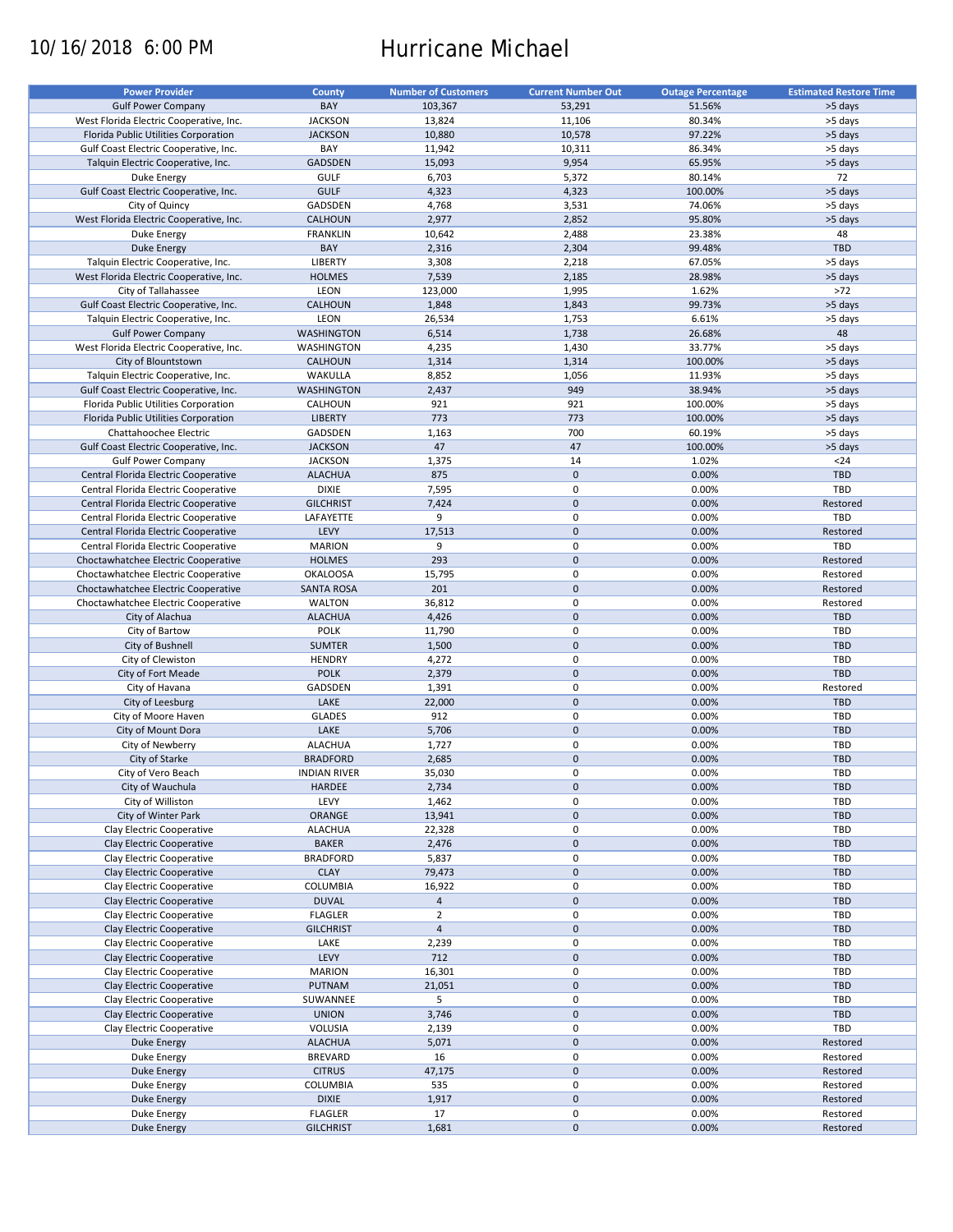10/16/2018 6:00 PM

# Hurricane Michael

| Power Provider | County | Number of Customers | Current Number Out | Outage Percentage | Estimated Restore Time |
|---|---|---|---|---|---|
| Gulf Power Company | BAY | 103,367 | 53,291 | 51.56% | >5 days |
| West Florida Electric Cooperative, Inc. | JACKSON | 13,824 | 11,106 | 80.34% | >5 days |
| Florida Public Utilities Corporation | JACKSON | 10,880 | 10,578 | 97.22% | >5 days |
| Gulf Coast Electric Cooperative, Inc. | BAY | 11,942 | 10,311 | 86.34% | >5 days |
| Talquin Electric Cooperative, Inc. | GADSDEN | 15,093 | 9,954 | 65.95% | >5 days |
| Duke Energy | GULF | 6,703 | 5,372 | 80.14% | 72 |
| Gulf Coast Electric Cooperative, Inc. | GULF | 4,323 | 4,323 | 100.00% | >5 days |
| City of Quincy | GADSDEN | 4,768 | 3,531 | 74.06% | >5 days |
| West Florida Electric Cooperative, Inc. | CALHOUN | 2,977 | 2,852 | 95.80% | >5 days |
| Duke Energy | FRANKLIN | 10,642 | 2,488 | 23.38% | 48 |
| Duke Energy | BAY | 2,316 | 2,304 | 99.48% | TBD |
| Talquin Electric Cooperative, Inc. | LIBERTY | 3,308 | 2,218 | 67.05% | >5 days |
| West Florida Electric Cooperative, Inc. | HOLMES | 7,539 | 2,185 | 28.98% | >5 days |
| City of Tallahassee | LEON | 123,000 | 1,995 | 1.62% | >72 |
| Gulf Coast Electric Cooperative, Inc. | CALHOUN | 1,848 | 1,843 | 99.73% | >5 days |
| Talquin Electric Cooperative, Inc. | LEON | 26,534 | 1,753 | 6.61% | >5 days |
| Gulf Power Company | WASHINGTON | 6,514 | 1,738 | 26.68% | 48 |
| West Florida Electric Cooperative, Inc. | WASHINGTON | 4,235 | 1,430 | 33.77% | >5 days |
| City of Blountstown | CALHOUN | 1,314 | 1,314 | 100.00% | >5 days |
| Talquin Electric Cooperative, Inc. | WAKULLA | 8,852 | 1,056 | 11.93% | >5 days |
| Gulf Coast Electric Cooperative, Inc. | WASHINGTON | 2,437 | 949 | 38.94% | >5 days |
| Florida Public Utilities Corporation | CALHOUN | 921 | 921 | 100.00% | >5 days |
| Florida Public Utilities Corporation | LIBERTY | 773 | 773 | 100.00% | >5 days |
| Chattahoochee Electric | GADSDEN | 1,163 | 700 | 60.19% | >5 days |
| Gulf Coast Electric Cooperative, Inc. | JACKSON | 47 | 47 | 100.00% | >5 days |
| Gulf Power Company | JACKSON | 1,375 | 14 | 1.02% | <24 |
| Central Florida Electric Cooperative | ALACHUA | 875 | 0 | 0.00% | TBD |
| Central Florida Electric Cooperative | DIXIE | 7,595 | 0 | 0.00% | TBD |
| Central Florida Electric Cooperative | GILCHRIST | 7,424 | 0 | 0.00% | Restored |
| Central Florida Electric Cooperative | LAFAYETTE | 9 | 0 | 0.00% | TBD |
| Central Florida Electric Cooperative | LEVY | 17,513 | 0 | 0.00% | Restored |
| Central Florida Electric Cooperative | MARION | 9 | 0 | 0.00% | TBD |
| Choctawhatchee Electric Cooperative | HOLMES | 293 | 0 | 0.00% | Restored |
| Choctawhatchee Electric Cooperative | OKALOOSA | 15,795 | 0 | 0.00% | Restored |
| Choctawhatchee Electric Cooperative | SANTA ROSA | 201 | 0 | 0.00% | Restored |
| Choctawhatchee Electric Cooperative | WALTON | 36,812 | 0 | 0.00% | Restored |
| City of Alachua | ALACHUA | 4,426 | 0 | 0.00% | TBD |
| City of Bartow | POLK | 11,790 | 0 | 0.00% | TBD |
| City of Bushnell | SUMTER | 1,500 | 0 | 0.00% | TBD |
| City of Clewiston | HENDRY | 4,272 | 0 | 0.00% | TBD |
| City of Fort Meade | POLK | 2,379 | 0 | 0.00% | TBD |
| City of Havana | GADSDEN | 1,391 | 0 | 0.00% | Restored |
| City of Leesburg | LAKE | 22,000 | 0 | 0.00% | TBD |
| City of Moore Haven | GLADES | 912 | 0 | 0.00% | TBD |
| City of Mount Dora | LAKE | 5,706 | 0 | 0.00% | TBD |
| City of Newberry | ALACHUA | 1,727 | 0 | 0.00% | TBD |
| City of Starke | BRADFORD | 2,685 | 0 | 0.00% | TBD |
| City of Vero Beach | INDIAN RIVER | 35,030 | 0 | 0.00% | TBD |
| City of Wauchula | HARDEE | 2,734 | 0 | 0.00% | TBD |
| City of Williston | LEVY | 1,462 | 0 | 0.00% | TBD |
| City of Winter Park | ORANGE | 13,941 | 0 | 0.00% | TBD |
| Clay Electric Cooperative | ALACHUA | 22,328 | 0 | 0.00% | TBD |
| Clay Electric Cooperative | BAKER | 2,476 | 0 | 0.00% | TBD |
| Clay Electric Cooperative | BRADFORD | 5,837 | 0 | 0.00% | TBD |
| Clay Electric Cooperative | CLAY | 79,473 | 0 | 0.00% | TBD |
| Clay Electric Cooperative | COLUMBIA | 16,922 | 0 | 0.00% | TBD |
| Clay Electric Cooperative | DUVAL | 4 | 0 | 0.00% | TBD |
| Clay Electric Cooperative | FLAGLER | 2 | 0 | 0.00% | TBD |
| Clay Electric Cooperative | GILCHRIST | 4 | 0 | 0.00% | TBD |
| Clay Electric Cooperative | LAKE | 2,239 | 0 | 0.00% | TBD |
| Clay Electric Cooperative | LEVY | 712 | 0 | 0.00% | TBD |
| Clay Electric Cooperative | MARION | 16,301 | 0 | 0.00% | TBD |
| Clay Electric Cooperative | PUTNAM | 21,051 | 0 | 0.00% | TBD |
| Clay Electric Cooperative | SUWANNEE | 5 | 0 | 0.00% | TBD |
| Clay Electric Cooperative | UNION | 3,746 | 0 | 0.00% | TBD |
| Clay Electric Cooperative | VOLUSIA | 2,139 | 0 | 0.00% | TBD |
| Duke Energy | ALACHUA | 5,071 | 0 | 0.00% | Restored |
| Duke Energy | BREVARD | 16 | 0 | 0.00% | Restored |
| Duke Energy | CITRUS | 47,175 | 0 | 0.00% | Restored |
| Duke Energy | COLUMBIA | 535 | 0 | 0.00% | Restored |
| Duke Energy | DIXIE | 1,917 | 0 | 0.00% | Restored |
| Duke Energy | FLAGLER | 17 | 0 | 0.00% | Restored |
| Duke Energy | GILCHRIST | 1,681 | 0 | 0.00% | Restored |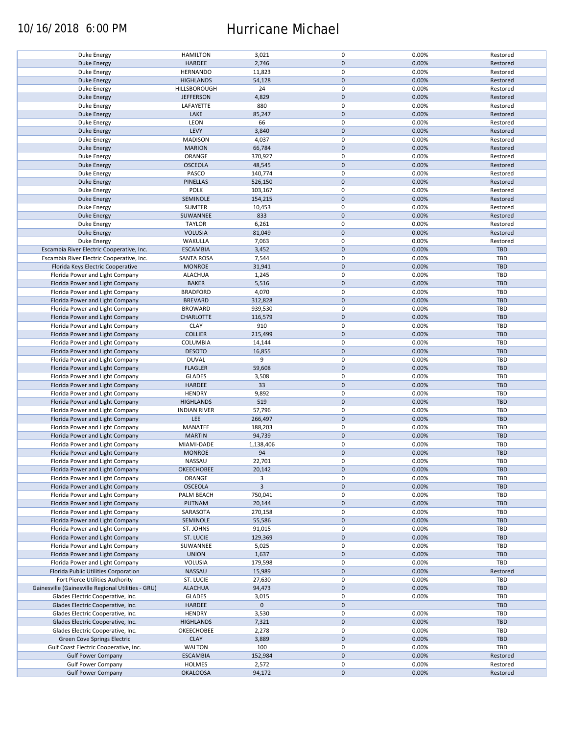| | | | | | |
|---|---|---|---|---|---|
| Duke Energy | HAMILTON | 3,021 | 0 | 0.00% | Restored |
| Duke Energy | HARDEE | 2,746 | 0 | 0.00% | Restored |
| Duke Energy | HERNANDO | 11,823 | 0 | 0.00% | Restored |
| Duke Energy | HIGHLANDS | 54,128 | 0 | 0.00% | Restored |
| Duke Energy | HILLSBOROUGH | 24 | 0 | 0.00% | Restored |
| Duke Energy | JEFFERSON | 4,829 | 0 | 0.00% | Restored |
| Duke Energy | LAFAYETTE | 880 | 0 | 0.00% | Restored |
| Duke Energy | LAKE | 85,247 | 0 | 0.00% | Restored |
| Duke Energy | LEON | 66 | 0 | 0.00% | Restored |
| Duke Energy | LEVY | 3,840 | 0 | 0.00% | Restored |
| Duke Energy | MADISON | 4,037 | 0 | 0.00% | Restored |
| Duke Energy | MARION | 66,784 | 0 | 0.00% | Restored |
| Duke Energy | ORANGE | 370,927 | 0 | 0.00% | Restored |
| Duke Energy | OSCEOLA | 48,545 | 0 | 0.00% | Restored |
| Duke Energy | PASCO | 140,774 | 0 | 0.00% | Restored |
| Duke Energy | PINELLAS | 526,150 | 0 | 0.00% | Restored |
| Duke Energy | POLK | 103,167 | 0 | 0.00% | Restored |
| Duke Energy | SEMINOLE | 154,215 | 0 | 0.00% | Restored |
| Duke Energy | SUMTER | 10,453 | 0 | 0.00% | Restored |
| Duke Energy | SUWANNEE | 833 | 0 | 0.00% | Restored |
| Duke Energy | TAYLOR | 6,261 | 0 | 0.00% | Restored |
| Duke Energy | VOLUSIA | 81,049 | 0 | 0.00% | Restored |
| Duke Energy | WAKULLA | 7,063 | 0 | 0.00% | Restored |
| Escambia River Electric Cooperative, Inc. | ESCAMBIA | 3,452 | 0 | 0.00% | TBD |
| Escambia River Electric Cooperative, Inc. | SANTA ROSA | 7,544 | 0 | 0.00% | TBD |
| Florida Keys Electric Cooperative | MONROE | 31,941 | 0 | 0.00% | TBD |
| Florida Power and Light Company | ALACHUA | 1,245 | 0 | 0.00% | TBD |
| Florida Power and Light Company | BAKER | 5,516 | 0 | 0.00% | TBD |
| Florida Power and Light Company | BRADFORD | 4,070 | 0 | 0.00% | TBD |
| Florida Power and Light Company | BREVARD | 312,828 | 0 | 0.00% | TBD |
| Florida Power and Light Company | BROWARD | 939,530 | 0 | 0.00% | TBD |
| Florida Power and Light Company | CHARLOTTE | 116,579 | 0 | 0.00% | TBD |
| Florida Power and Light Company | CLAY | 910 | 0 | 0.00% | TBD |
| Florida Power and Light Company | COLLIER | 215,499 | 0 | 0.00% | TBD |
| Florida Power and Light Company | COLUMBIA | 14,144 | 0 | 0.00% | TBD |
| Florida Power and Light Company | DESOTO | 16,855 | 0 | 0.00% | TBD |
| Florida Power and Light Company | DUVAL | 9 | 0 | 0.00% | TBD |
| Florida Power and Light Company | FLAGLER | 59,608 | 0 | 0.00% | TBD |
| Florida Power and Light Company | GLADES | 3,508 | 0 | 0.00% | TBD |
| Florida Power and Light Company | HARDEE | 33 | 0 | 0.00% | TBD |
| Florida Power and Light Company | HENDRY | 9,892 | 0 | 0.00% | TBD |
| Florida Power and Light Company | HIGHLANDS | 519 | 0 | 0.00% | TBD |
| Florida Power and Light Company | INDIAN RIVER | 57,796 | 0 | 0.00% | TBD |
| Florida Power and Light Company | LEE | 266,497 | 0 | 0.00% | TBD |
| Florida Power and Light Company | MANATEE | 188,203 | 0 | 0.00% | TBD |
| Florida Power and Light Company | MARTIN | 94,739 | 0 | 0.00% | TBD |
| Florida Power and Light Company | MIAMI-DADE | 1,138,406 | 0 | 0.00% | TBD |
| Florida Power and Light Company | MONROE | 94 | 0 | 0.00% | TBD |
| Florida Power and Light Company | NASSAU | 22,701 | 0 | 0.00% | TBD |
| Florida Power and Light Company | OKEECHOBEE | 20,142 | 0 | 0.00% | TBD |
| Florida Power and Light Company | ORANGE | 3 | 0 | 0.00% | TBD |
| Florida Power and Light Company | OSCEOLA | 3 | 0 | 0.00% | TBD |
| Florida Power and Light Company | PALM BEACH | 750,041 | 0 | 0.00% | TBD |
| Florida Power and Light Company | PUTNAM | 20,144 | 0 | 0.00% | TBD |
| Florida Power and Light Company | SARASOTA | 270,158 | 0 | 0.00% | TBD |
| Florida Power and Light Company | SEMINOLE | 55,586 | 0 | 0.00% | TBD |
| Florida Power and Light Company | ST. JOHNS | 91,015 | 0 | 0.00% | TBD |
| Florida Power and Light Company | ST. LUCIE | 129,369 | 0 | 0.00% | TBD |
| Florida Power and Light Company | SUWANNEE | 5,025 | 0 | 0.00% | TBD |
| Florida Power and Light Company | UNION | 1,637 | 0 | 0.00% | TBD |
| Florida Power and Light Company | VOLUSIA | 179,598 | 0 | 0.00% | TBD |
| Florida Public Utilities Corporation | NASSAU | 15,989 | 0 | 0.00% | Restored |
| Fort Pierce Utilities Authority | ST. LUCIE | 27,630 | 0 | 0.00% | TBD |
| Gainesville (Gainesville Regional Utilities - GRU) | ALACHUA | 94,473 | 0 | 0.00% | TBD |
| Glades Electric Cooperative, Inc. | GLADES | 3,015 | 0 | 0.00% | TBD |
| Glades Electric Cooperative, Inc. | HARDEE | 0 | 0 | | TBD |
| Glades Electric Cooperative, Inc. | HENDRY | 3,530 | 0 | 0.00% | TBD |
| Glades Electric Cooperative, Inc. | HIGHLANDS | 7,321 | 0 | 0.00% | TBD |
| Glades Electric Cooperative, Inc. | OKEECHOBEE | 2,278 | 0 | 0.00% | TBD |
| Green Cove Springs Electric | CLAY | 3,889 | 0 | 0.00% | TBD |
| Gulf Coast Electric Cooperative, Inc. | WALTON | 100 | 0 | 0.00% | TBD |
| Gulf Power Company | ESCAMBIA | 152,984 | 0 | 0.00% | Restored |
| Gulf Power Company | HOLMES | 2,572 | 0 | 0.00% | Restored |
| Gulf Power Company | OKALOOSA | 94,172 | 0 | 0.00% | Restored |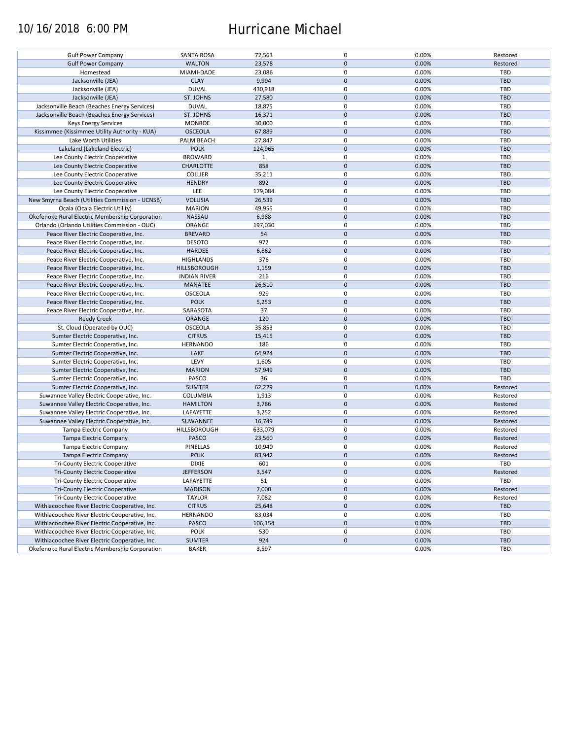10/16/2018 6:00 PM

# Hurricane Michael

| | | | | | |
|---|---|---|---|---|---|
| Gulf Power Company | SANTA ROSA | 72,563 | 0 | 0.00% | Restored |
| Gulf Power Company | WALTON | 23,578 | 0 | 0.00% | Restored |
| Homestead | MIAMI-DADE | 23,086 | 0 | 0.00% | TBD |
| Jacksonville (JEA) | CLAY | 9,994 | 0 | 0.00% | TBD |
| Jacksonville (JEA) | DUVAL | 430,918 | 0 | 0.00% | TBD |
| Jacksonville (JEA) | ST. JOHNS | 27,580 | 0 | 0.00% | TBD |
| Jacksonville Beach (Beaches Energy Services) | DUVAL | 18,875 | 0 | 0.00% | TBD |
| Jacksonville Beach (Beaches Energy Services) | ST. JOHNS | 16,371 | 0 | 0.00% | TBD |
| Keys Energy Services | MONROE | 30,000 | 0 | 0.00% | TBD |
| Kissimmee (Kissimmee Utility Authority - KUA) | OSCEOLA | 67,889 | 0 | 0.00% | TBD |
| Lake Worth Utilities | PALM BEACH | 27,847 | 0 | 0.00% | TBD |
| Lakeland (Lakeland Electric) | POLK | 124,965 | 0 | 0.00% | TBD |
| Lee County Electric Cooperative | BROWARD | 1 | 0 | 0.00% | TBD |
| Lee County Electric Cooperative | CHARLOTTE | 858 | 0 | 0.00% | TBD |
| Lee County Electric Cooperative | COLLIER | 35,211 | 0 | 0.00% | TBD |
| Lee County Electric Cooperative | HENDRY | 892 | 0 | 0.00% | TBD |
| Lee County Electric Cooperative | LEE | 179,084 | 0 | 0.00% | TBD |
| New Smyrna Beach (Utilities Commission - UCNSB) | VOLUSIA | 26,539 | 0 | 0.00% | TBD |
| Ocala (Ocala Electric Utility) | MARION | 49,955 | 0 | 0.00% | TBD |
| Okefenoke Rural Electric Membership Corporation | NASSAU | 6,988 | 0 | 0.00% | TBD |
| Orlando (Orlando Utilities Commission - OUC) | ORANGE | 197,030 | 0 | 0.00% | TBD |
| Peace River Electric Cooperative, Inc. | BREVARD | 54 | 0 | 0.00% | TBD |
| Peace River Electric Cooperative, Inc. | DESOTO | 972 | 0 | 0.00% | TBD |
| Peace River Electric Cooperative, Inc. | HARDEE | 6,862 | 0 | 0.00% | TBD |
| Peace River Electric Cooperative, Inc. | HIGHLANDS | 376 | 0 | 0.00% | TBD |
| Peace River Electric Cooperative, Inc. | HILLSBOROUGH | 1,159 | 0 | 0.00% | TBD |
| Peace River Electric Cooperative, Inc. | INDIAN RIVER | 216 | 0 | 0.00% | TBD |
| Peace River Electric Cooperative, Inc. | MANATEE | 26,510 | 0 | 0.00% | TBD |
| Peace River Electric Cooperative, Inc. | OSCEOLA | 929 | 0 | 0.00% | TBD |
| Peace River Electric Cooperative, Inc. | POLK | 5,253 | 0 | 0.00% | TBD |
| Peace River Electric Cooperative, Inc. | SARASOTA | 37 | 0 | 0.00% | TBD |
| Reedy Creek | ORANGE | 120 | 0 | 0.00% | TBD |
| St. Cloud (Operated by OUC) | OSCEOLA | 35,853 | 0 | 0.00% | TBD |
| Sumter Electric Cooperative, Inc. | CITRUS | 15,415 | 0 | 0.00% | TBD |
| Sumter Electric Cooperative, Inc. | HERNANDO | 186 | 0 | 0.00% | TBD |
| Sumter Electric Cooperative, Inc. | LAKE | 64,924 | 0 | 0.00% | TBD |
| Sumter Electric Cooperative, Inc. | LEVY | 1,605 | 0 | 0.00% | TBD |
| Sumter Electric Cooperative, Inc. | MARION | 57,949 | 0 | 0.00% | TBD |
| Sumter Electric Cooperative, Inc. | PASCO | 36 | 0 | 0.00% | TBD |
| Sumter Electric Cooperative, Inc. | SUMTER | 62,229 | 0 | 0.00% | Restored |
| Suwannee Valley Electric Cooperative, Inc. | COLUMBIA | 1,913 | 0 | 0.00% | Restored |
| Suwannee Valley Electric Cooperative, Inc. | HAMILTON | 3,786 | 0 | 0.00% | Restored |
| Suwannee Valley Electric Cooperative, Inc. | LAFAYETTE | 3,252 | 0 | 0.00% | Restored |
| Suwannee Valley Electric Cooperative, Inc. | SUWANNEE | 16,749 | 0 | 0.00% | Restored |
| Tampa Electric Company | HILLSBOROUGH | 633,079 | 0 | 0.00% | Restored |
| Tampa Electric Company | PASCO | 23,560 | 0 | 0.00% | Restored |
| Tampa Electric Company | PINELLAS | 10,940 | 0 | 0.00% | Restored |
| Tampa Electric Company | POLK | 83,942 | 0 | 0.00% | Restored |
| Tri-County Electric Cooperative | DIXIE | 601 | 0 | 0.00% | TBD |
| Tri-County Electric Cooperative | JEFFERSON | 3,547 | 0 | 0.00% | Restored |
| Tri-County Electric Cooperative | LAFAYETTE | 51 | 0 | 0.00% | TBD |
| Tri-County Electric Cooperative | MADISON | 7,000 | 0 | 0.00% | Restored |
| Tri-County Electric Cooperative | TAYLOR | 7,082 | 0 | 0.00% | Restored |
| Withlacoochee River Electric Cooperative, Inc. | CITRUS | 25,648 | 0 | 0.00% | TBD |
| Withlacoochee River Electric Cooperative, Inc. | HERNANDO | 83,034 | 0 | 0.00% | TBD |
| Withlacoochee River Electric Cooperative, Inc. | PASCO | 106,154 | 0 | 0.00% | TBD |
| Withlacoochee River Electric Cooperative, Inc. | POLK | 530 | 0 | 0.00% | TBD |
| Withlacoochee River Electric Cooperative, Inc. | SUMTER | 924 | 0 | 0.00% | TBD |
| Okefenoke Rural Electric Membership Corporation | BAKER | 3,597 | | 0.00% | TBD |